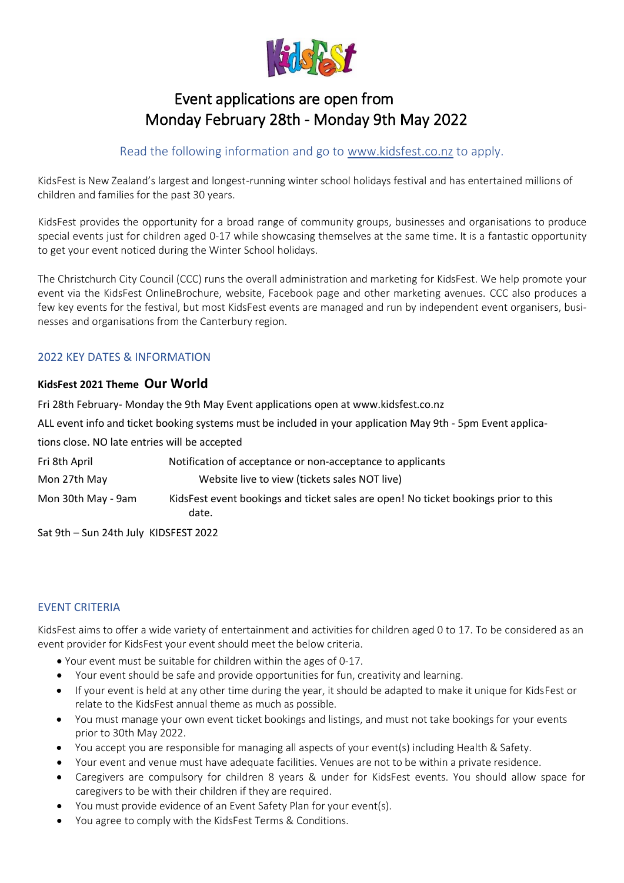KidsFest

# Event applications are open from Monday February 28th - Monday 9th May 2022

Read the following information and go to www.kidsfest.co.nz to apply.

KidsFest is New Zealand's largest and longest-running winter school holidays festival and has entertained millions of children and families for the past 30 years.

KidsFest provides the opportunity for a broad range of community groups, businesses and organisations to produce special events just for children aged 0-17 while showcasing themselves at the same time. It is a fantastic opportunity to get your event noticed during the Winter School holidays.

The Christchurch City Council (CCC) runs the overall administration and marketing for KidsFest. We help promote your event via the KidsFest OnlineBrochure, website, Facebook page and other marketing avenues. CCC also produces a few key events for the festival, but most KidsFest events are managed and run by independent event organisers, businesses and organisations from the Canterbury region.

## 2022 KEY DATES & INFORMATION

**KidsFest 2021 Theme Our World**

Fri 28th February- Monday the 9th May Event applications open at www.kidsfest.co.nz

ALL event info and ticket booking systems must be included in your application May 9th - 5pm Event applications close. NO late entries will be accepted

| | |
|---|---|
| Fri 8th April | Notification of acceptance or non-acceptance to applicants |
| Mon 27th May | Website live to view (tickets sales NOT live) |
| Mon 30th May - 9am | KidsFest event bookings and ticket sales are open! No ticket bookings prior to this date. |

Sat 9th – Sun 24th July KIDSFEST 2022

## EVENT CRITERIA

KidsFest aims to offer a wide variety of entertainment and activities for children aged 0 to 17. To be considered as an event provider for KidsFest your event should meet the below criteria.

- Your event must be suitable for children within the ages of 0-17.
- Your event should be safe and provide opportunities for fun, creativity and learning.
- If your event is held at any other time during the year, it should be adapted to make it unique for KidsFest or relate to the KidsFest annual theme as much as possible.
- You must manage your own event ticket bookings and listings, and must not take bookings for your events prior to 30th May 2022.
- You accept you are responsible for managing all aspects of your event(s) including Health & Safety.
- Your event and venue must have adequate facilities. Venues are not to be within a private residence.
- Caregivers are compulsory for children 8 years & under for KidsFest events. You should allow space for caregivers to be with their children if they are required.
- You must provide evidence of an Event Safety Plan for your event(s).
- You agree to comply with the KidsFest Terms & Conditions.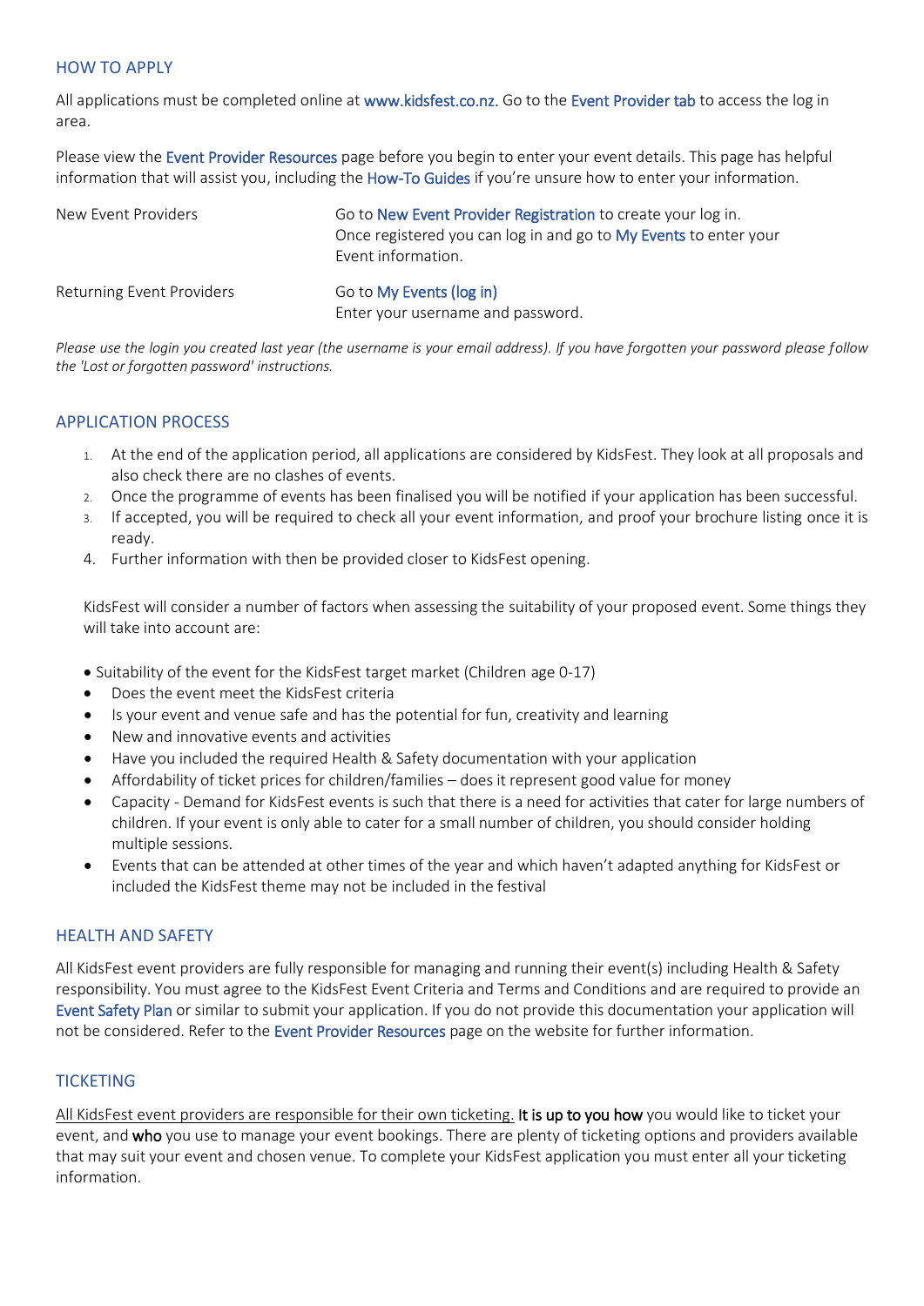## HOW TO APPLY

All applications must be completed online at www.kidsfest.co.nz. Go to the Event Provider tab to access the log in area.

Please view the Event Provider Resources page before you begin to enter your event details. This page has helpful information that will assist you, including the How-To Guides if you're unsure how to enter your information.

| | |
|---|---|
| New Event Providers | Go to New Event Provider Registration to create your log in. Once registered you can log in and go to My Events to enter your Event information. |
| Returning Event Providers | Go to My Events (log in) Enter your username and password. |

*Please use the login you created last year (the username is your email address). If you have forgotten your password please follow the 'Lost or forgotten password' instructions.*

## APPLICATION PROCESS

1. At the end of the application period, all applications are considered by KidsFest. They look at all proposals and also check there are no clashes of events.
2. Once the programme of events has been finalised you will be notified if your application has been successful.
3. If accepted, you will be required to check all your event information, and proof your brochure listing once it is ready.
4. Further information with then be provided closer to KidsFest opening.

KidsFest will consider a number of factors when assessing the suitability of your proposed event. Some things they will take into account are:

- Suitability of the event for the KidsFest target market (Children age 0-17)
- Does the event meet the KidsFest criteria
- Is your event and venue safe and has the potential for fun, creativity and learning
- New and innovative events and activities
- Have you included the required Health & Safety documentation with your application
- Affordability of ticket prices for children/families – does it represent good value for money
- Capacity - Demand for KidsFest events is such that there is a need for activities that cater for large numbers of children. If your event is only able to cater for a small number of children, you should consider holding multiple sessions.
- Events that can be attended at other times of the year and which haven't adapted anything for KidsFest or included the KidsFest theme may not be included in the festival

## HEALTH AND SAFETY

All KidsFest event providers are fully responsible for managing and running their event(s) including Health & Safety responsibility. You must agree to the KidsFest Event Criteria and Terms and Conditions and are required to provide an Event Safety Plan or similar to submit your application. If you do not provide this documentation your application will not be considered. Refer to the Event Provider Resources page on the website for further information.

## TICKETING

All KidsFest event providers are responsible for their own ticketing. It is up to you how you would like to ticket your event, and who you use to manage your event bookings. There are plenty of ticketing options and providers available that may suit your event and chosen venue. To complete your KidsFest application you must enter all your ticketing information.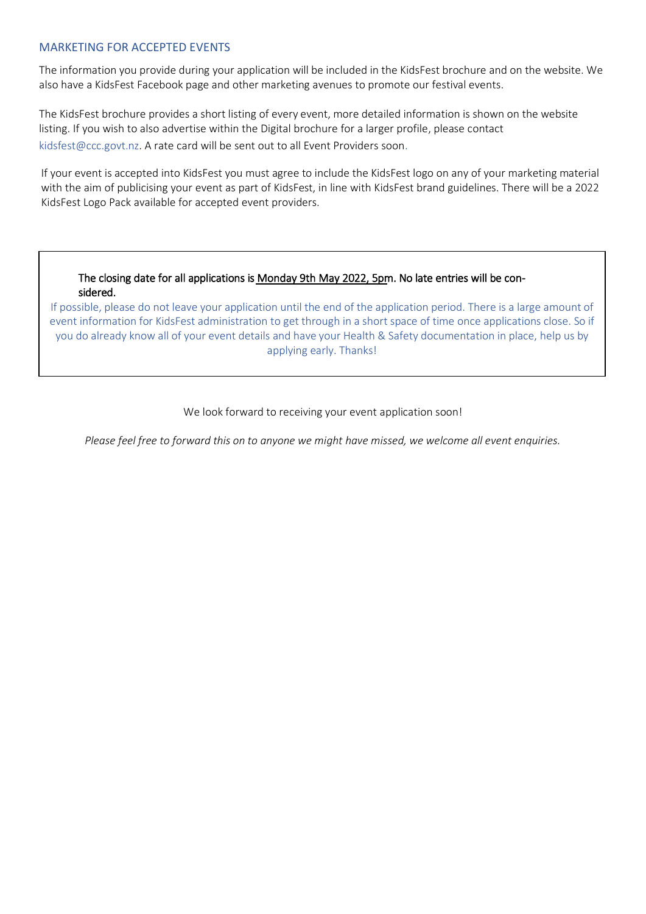## MARKETING FOR ACCEPTED EVENTS

The information you provide during your application will be included in the KidsFest brochure and on the website. We also have a KidsFest Facebook page and other marketing avenues to promote our festival events.

The KidsFest brochure provides a short listing of every event, more detailed information is shown on the website listing. If you wish to also advertise within the Digital brochure for a larger profile, please contact kidsfest@ccc.govt.nz. A rate card will be sent out to all Event Providers soon.

If your event is accepted into KidsFest you must agree to include the KidsFest logo on any of your marketing material with the aim of publicising your event as part of KidsFest, in line with KidsFest brand guidelines. There will be a 2022 KidsFest Logo Pack available for accepted event providers.

The closing date for all applications is Monday 9th May 2022, 5pm. No late entries will be considered.

If possible, please do not leave your application until the end of the application period. There is a large amount of event information for KidsFest administration to get through in a short space of time once applications close. So if you do already know all of your event details and have your Health & Safety documentation in place, help us by applying early. Thanks!

We look forward to receiving your event application soon!

*Please feel free to forward this on to anyone we might have missed, we welcome all event enquiries.*